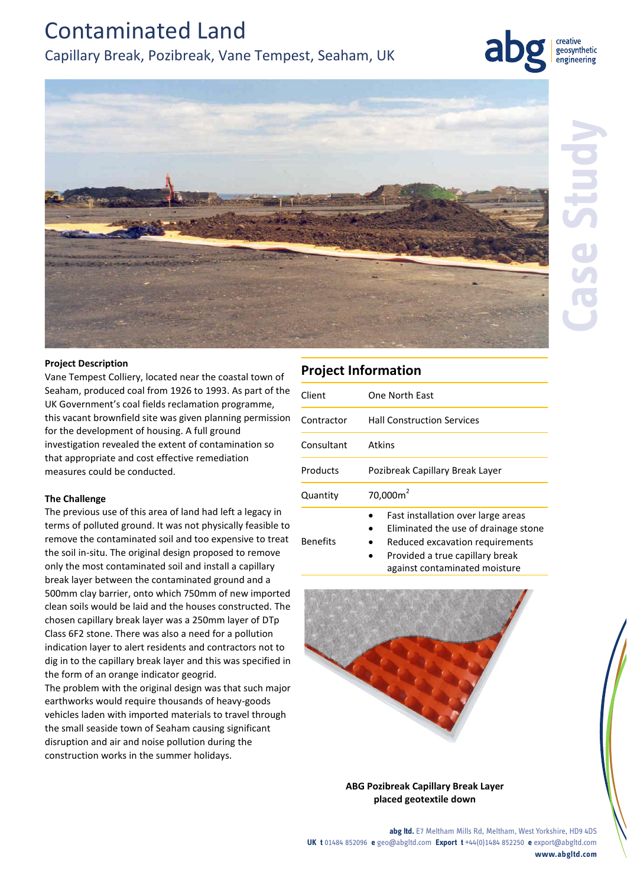# Contaminated Land

## Capillary Break, Pozibreak, Vane Tempest, Seaham, UK

**Project Description**

Vane Tempest Colliery, located near the coastal town of Seaham, produced coal from 1926 to 1993. As part of the UK Government's coal fields reclamation programme, this vacant brownfield site was given planning permission for the development of housing. A full ground investigation revealed the extent of contamination so that appropriate and cost effective remediation measures could be conducted.

**The Challenge**

The previous use of this area of land had left a legacy in terms of polluted ground. It was not physically feasible to remove the contaminated soil and too expensive to treat the soil in-situ. The original design proposed to remove only the most contaminated soil and install a capillary break layer between the contaminated ground and a 500mm clay barrier, onto which 750mm of new imported clean soils would be laid and the houses constructed. The chosen capillary break layer was a 250mm layer of DTp Class 6F2 stone. There was also a need for a pollution indication layer to alert residents and contractors not to dig in to the capillary break layer and this was specified in the form of an orange indicator geogrid.

The problem with the original design was that such major earthworks would require thousands of heavy-goods vehicles laden with imported materials to travel through the small seaside town of Seaham causing significant disruption and air and noise pollution during the construction works in the summer holidays.

## Project Information

| | |
|---|---|
| Client | One North East |
| Contractor | Hall Construction Services |
| Consultant | Atkins |
| Products | Pozibreak Capillary Break Layer |
| Quantity | 70,000m$^2$ |
| Benefits | • Fast installation over large areas<br>• Eliminated the use of drainage stone<br>• Reduced excavation requirements<br>• Provided a true capillary break against contaminated moisture |

**ABG Pozibreak Capillary Break Layer placed geotextile down**

**abg ltd.** E7 Meltham Mills Rd, Meltham, West Yorkshire, HD9 4DS
**UK t** 01484 852096 **e** geo@abgltd.com **Export t** +44(0)1484 852250 **e** export@abgltd.com
**www.abgltd.com**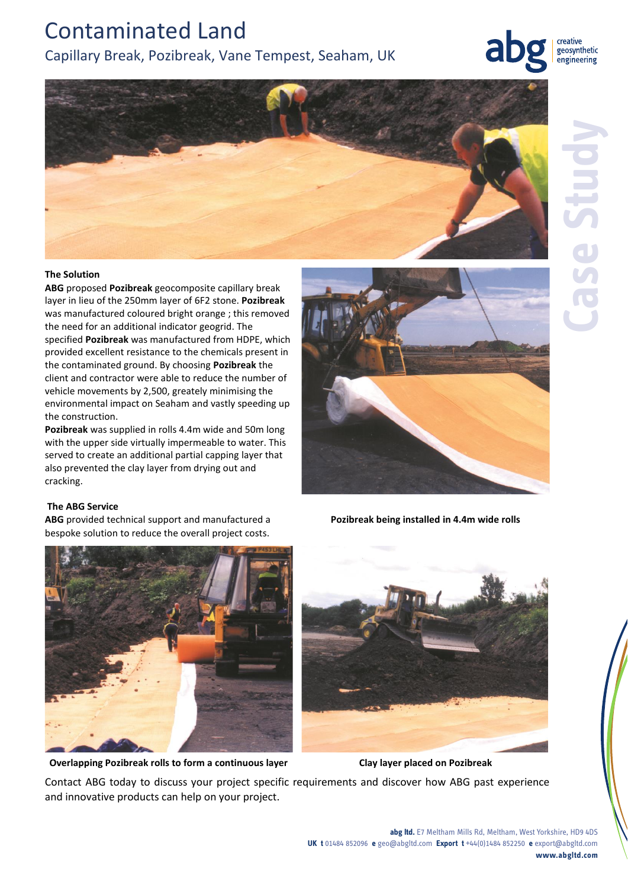# Contaminated Land

## Capillary Break, Pozibreak, Vane Tempest, Seaham, UK

### The Solution

**ABG** proposed **Pozibreak** geocomposite capillary break layer in lieu of the 250mm layer of 6F2 stone. **Pozibreak** was manufactured coloured bright orange ; this removed the need for an additional indicator geogrid. The specified **Pozibreak** was manufactured from HDPE, which provided excellent resistance to the chemicals present in the contaminated ground. By choosing **Pozibreak** the client and contractor were able to reduce the number of vehicle movements by 2,500, greately minimising the environmental impact on Seaham and vastly speeding up the construction.

**Pozibreak** was supplied in rolls 4.4m wide and 50m long with the upper side virtually impermeable to water. This served to create an additional partial capping layer that also prevented the clay layer from drying out and cracking.

### The ABG Service

**ABG** provided technical support and manufactured a bespoke solution to reduce the overall project costs.

**Pozibreak being installed in 4.4m wide rolls**

**Overlapping Pozibreak rolls to form a continuous layer**

**Clay layer placed on Pozibreak**

Contact ABG today to discuss your project specific requirements and discover how ABG past experience and innovative products can help on your project.

**abg ltd.** E7 Meltham Mills Rd, Meltham, West Yorkshire, HD9 4DS
**UK t** 01484 852096 **e** geo@abgltd.com **Export t** +44(0)1484 852250 **e** export@abgltd.com
**www.abgltd.com**